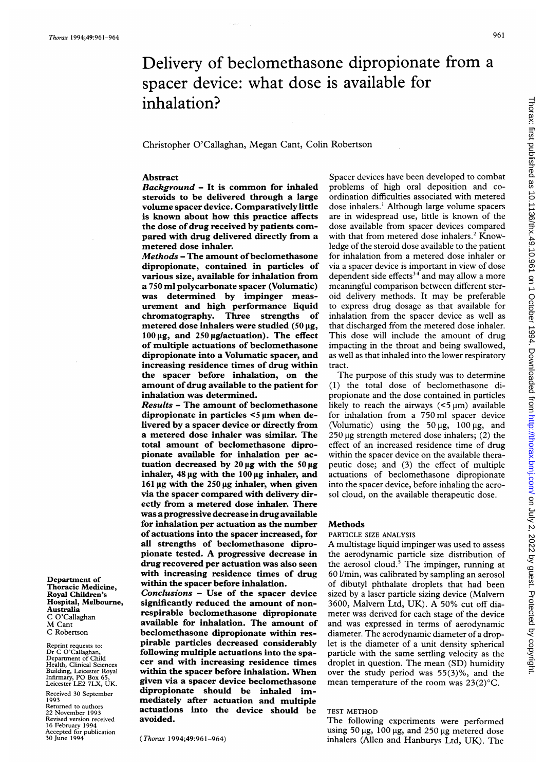# Delivery of beclomethasone dipropionate from a spacer device: what dose is available for inhalation?

Christopher O'Callaghan, Megan Cant, Colin Robertson

Department of Thoracic Medicine, Royal Children's Hospital, Melbourne, Australia
C O'Callaghan
M Cant
C Robertson

Reprint requests to: Dr C O'Callaghan, Department of Child Health, Clinical Sciences Building, Leicester Royal Infirmary, PO Box 65, Leicester LE2 7LX, UK.

Received 30 September 1993
Returned to authors 22 November 1993
Revised version received 16 February 1994
Accepted for publication 30 June 1994

## Abstract

**Background** – It is common for inhaled steroids to be delivered through a large volume spacer device. Comparatively little is known about how this practice affects the dose of drug received by patients compared with drug delivered directly from a metered dose inhaler.

**Methods** – The amount of beclomethasone dipropionate, contained in particles of various size, available for inhalation from a 750 ml polycarbonate spacer (Volumatic) was determined by impinger measurement and high performance liquid chromatography. Three strengths of metered dose inhalers were studied (50 µg, 100 µg, and 250 µg/actuation). The effect of multiple actuations of beclomethasone dipropionate into a Volumatic spacer, and increasing residence times of drug within the spacer before inhalation, on the amount of drug available to the patient for inhalation was determined.

**Results** – The amount of beclomethasone dipropionate in particles <5 µm when delivered by a spacer device or directly from a metered dose inhaler was similar. The total amount of beclomethasone dipropionate available for inhalation per actuation decreased by 20 µg with the 50 µg inhaler, 48 µg with the 100 µg inhaler, and 161 µg with the 250 µg inhaler, when given via the spacer compared with delivery directly from a metered dose inhaler. There was a progressive decrease in drug available for inhalation per actuation as the number of actuations into the spacer increased, for all strengths of beclomethasone dipropionate tested. A progressive decrease in drug recovered per actuation was also seen with increasing residence times of drug within the spacer before inhalation.

**Conclusions** – Use of the spacer device significantly reduced the amount of non-respirable beclomethasone dipropionate available for inhalation. The amount of beclomethasone dipropionate within respirable particles decreased considerably following multiple actuations into the spacer and with increasing residence times within the spacer before inhalation. When given via a spacer device beclomethasone dipropionate should be inhaled immediately after actuation and multiple actuations into the device should be avoided.

(*Thorax* 1994;49:961–964)

Spacer devices have been developed to combat problems of high oral deposition and coordination difficulties associated with metered dose inhalers.[1] Although large volume spacers are in widespread use, little is known of the dose available from spacer devices compared with that from metered dose inhalers.[2] Knowledge of the steroid dose available to the patient for inhalation from a metered dose inhaler or via a spacer device is important in view of dose dependent side effects[3 4] and may allow a more meaningful comparison between different steroid delivery methods. It may be preferable to express drug dosage as that available for inhalation from the spacer device as well as that discharged from the metered dose inhaler. This dose will include the amount of drug impacting in the throat and being swallowed, as well as that inhaled into the lower respiratory tract.

The purpose of this study was to determine (1) the total dose of beclomethasone dipropionate and the dose contained in particles likely to reach the airways (<5 µm) available for inhalation from a 750 ml spacer device (Volumatic) using the 50 µg, 100 µg, and 250 µg strength metered dose inhalers; (2) the effect of an increased residence time of drug within the spacer device on the available therapeutic dose; and (3) the effect of multiple actuations of beclomethasone dipropionate into the spacer device, before inhaling the aerosol cloud, on the available therapeutic dose.

## Methods

### PARTICLE SIZE ANALYSIS

A multistage liquid impinger was used to assess the aerodynamic particle size distribution of the aerosol cloud.[5] The impinger, running at 60 l/min, was calibrated by sampling an aerosol of dibutyl phthalate droplets that had been sized by a laser particle sizing device (Malvern 3600, Malvern Ltd, UK). A 50% cut off diameter was derived for each stage of the device and was expressed in terms of aerodynamic diameter. The aerodynamic diameter of a droplet is the diameter of a unit density spherical particle with the same settling velocity as the droplet in question. The mean (SD) humidity over the study period was 55(3)%, and the mean temperature of the room was 23(2)°C.

### TEST METHOD

The following experiments were performed using 50 µg, 100 µg, and 250 µg metered dose inhalers (Allen and Hanburys Ltd, UK). The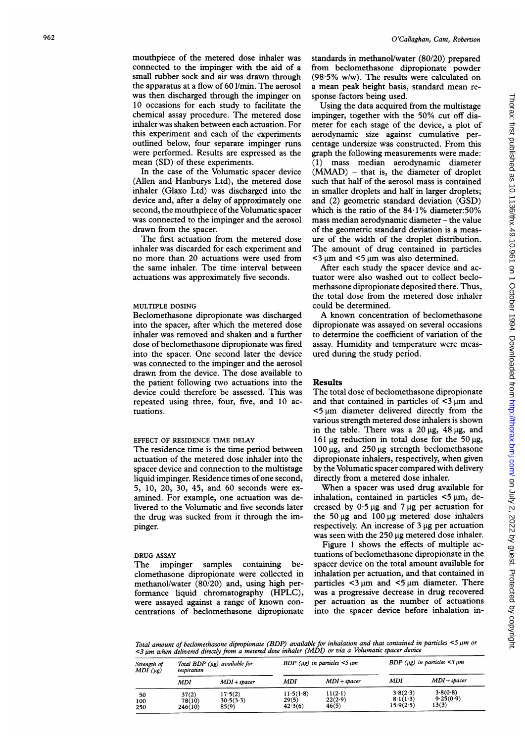mouthpiece of the metered dose inhaler was connected to the impinger with the aid of a small rubber sock and air was drawn through the apparatus at a flow of 60 l/min. The aerosol was then discharged through the impinger on 10 occasions for each study to facilitate the chemical assay procedure. The metered dose inhaler was shaken between each actuation. For this experiment and each of the experiments outlined below, four separate impinger runs were performed. Results are expressed as the mean (SD) of these experiments.

In the case of the Volumatic spacer device (Allen and Hanburys Ltd), the metered dose inhaler (Glaxo Ltd) was discharged into the device and, after a delay of approximately one second, the mouthpiece of the Volumatic spacer was connected to the impinger and the aerosol drawn from the spacer.

The first actuation from the metered dose inhaler was discarded for each experiment and no more than 20 actuations were used from the same inhaler. The time interval between actuations was approximately five seconds.

#### MULTIPLE DOSING

Beclomethasone dipropionate was discharged into the spacer, after which the metered dose inhaler was removed and shaken and a further dose of beclomethasone dipropionate was fired into the spacer. One second later the device was connected to the impinger and the aerosol drawn from the device. The dose available to the patient following two actuations into the device could therefore be assessed. This was repeated using three, four, five, and 10 actuations.

#### EFFECT OF RESIDENCE TIME DELAY

The residence time is the time period between actuation of the metered dose inhaler into the spacer device and connection to the multistage liquid impinger. Residence times of one second, 5, 10, 20, 30, 45, and 60 seconds were examined. For example, one actuation was delivered to the Volumatic and five seconds later the drug was sucked from it through the impinger.

#### DRUG ASSAY

The impinger samples containing beclomethasone dipropionate were collected in methanol/water (80/20) and, using high performance liquid chromatography (HPLC), were assayed against a range of known concentrations of beclomethasone dipropionate standards in methanol/water (80/20) prepared from beclomethasone dipropionate powder (98·5% w/w). The results were calculated on a mean peak height basis, standard mean response factors being used.

Using the data acquired from the multistage impinger, together with the 50% cut off diameter for each stage of the device, a plot of aerodynamic size against cumulative percentage undersize was constructed. From this graph the following measurements were made: (1) mass median aerodynamic diameter (MMAD) – that is, the diameter of droplet such that half of the aerosol mass is contained in smaller droplets and half in larger droplets; and (2) geometric standard deviation (GSD) which is the ratio of the 84·1% diameter:50% mass median aerodynamic diameter – the value of the geometric standard deviation is a measure of the width of the droplet distribution. The amount of drug contained in particles <3 μm and <5 μm was also determined.

After each study the spacer device and actuator were also washed out to collect beclomethasone dipropionate deposited there. Thus, the total dose from the metered dose inhaler could be determined.

A known concentration of beclomethasone dipropionate was assayed on several occasions to determine the coefficient of variation of the assay. Humidity and temperature were measured during the study period.

## Results

The total dose of beclomethasone dipropionate and that contained in particles of <3 μm and <5 μm diameter delivered directly from the various strength metered dose inhalers is shown in the table. There was a 20 μg, 48 μg, and 161 μg reduction in total dose for the 50 μg, 100 μg, and 250 μg strength beclomethasone dipropionate inhalers, respectively, when given by the Volumatic spacer compared with delivery directly from a metered dose inhaler.

When a spacer was used drug available for inhalation, contained in particles <5 μm, decreased by 0·5 μg and 7 μg per actuation for the 50 μg and 100 μg metered dose inhalers respectively. An increase of 3 μg per actuation was seen with the 250 μg metered dose inhaler.

Figure 1 shows the effects of multiple actuations of beclomethasone dipropionate in the spacer device on the total amount available for inhalation per actuation, and that contained in particles <3 μm and <5 μm diameter. There was a progressive decrease in drug recovered per actuation as the number of actuations into the spacer device before inhalation in-

*Total amount of beclomethasone dipropionate (BDP) available for inhalation and that contained in particles <5 μm or <3 μm when delivered directly from a metered dose inhaler (MDI) or via a Volumatic spacer device*

| Strength of MDI (μg) | Total BDP (μg) available for respiration | | BDP (μg) in particles <5 μm | | BDP (μg) in particles <3 μm | |
|---|---|---|---|---|---|---|
| | MDI | MDI + spacer | MDI | MDI + spacer | MDI | MDI + spacer |
| 50 | 37(2) | 17·5(2) | 11·5(1·8) | 11(2·1) | 3·8(2·3) | 3·8(0·8) |
| 100 | 78(10) | 30·5(3·3) | 29(5) | 22(2·9) | 8·1(1·3) | 9·25(0·9) |
| 250 | 246(10) | 85(9) | 42·3(6) | 46(5) | 15·9(2·5) | 13(3) |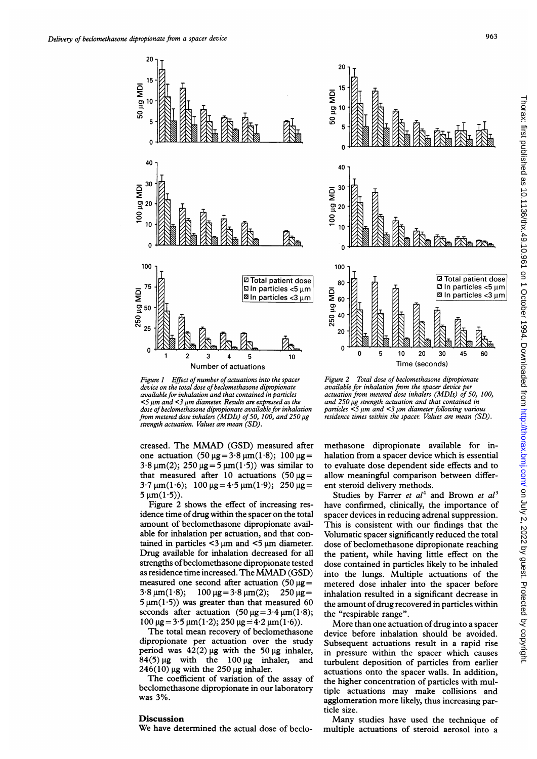Figure 1 Effect of number of actuations into the spacer device on the total dose of beclomethasone dipropionate available for inhalation and that contained in particles <5 μm and <3 μm diameter. Results are expressed as the dose of beclomethasone dipropionate available for inhalation from metered dose inhalers (MDIs) of 50, 100, and 250 μg strength actuation. Values are mean (SD).

Figure 2 Total dose of beclomethasone dipropionate available for inhalation from the spacer device per actuation from metered dose inhalers (MDIs) of 50, 100, and 250 μg strength actuation and that contained in particles <5 μm and <3 μm diameter following various residence times within the spacer. Values are mean (SD).

creased. The MMAD (GSD) measured after one actuation (50 μg = 3·8 μm(1·8); 100 μg = 3·8 μm(2); 250 μg = 5 μm(1·5)) was similar to that measured after 10 actuations (50 μg = 3·7 μm(1·6); 100 μg = 4·5 μm(1·9); 250 μg = 5 μm(1·5)).

Figure 2 shows the effect of increasing residence time of drug within the spacer on the total amount of beclomethasone dipropionate available for inhalation per actuation, and that contained in particles <3 μm and <5 μm diameter. Drug available for inhalation decreased for all strengths of beclomethasone dipropionate tested as residence time increased. The MMAD (GSD) measured one second after actuation (50 μg = 3·8 μm(1·8); 100 μg = 3·8 μm(2); 250 μg = 5 μm(1·5)) was greater than that measured 60 seconds after actuation (50 μg = 3·4 μm(1·8); 100 μg = 3·5 μm(1·2); 250 μg = 4·2 μm(1·6)).

The total mean recovery of beclomethasone dipropionate per actuation over the study period was 42(2) μg with the 50 μg inhaler, 84(5) μg with the 100 μg inhaler, and 246(10) μg with the 250 μg inhaler.

The coefficient of variation of the assay of beclomethasone dipropionate in our laboratory was 3%.

## Discussion

We have determined the actual dose of beclomethasone dipropionate available for inhalation from a spacer device which is essential to evaluate dose dependent side effects and to allow meaningful comparison between different steroid delivery methods.

Studies by Farrer *et al*[4] and Brown *et al*[5] have confirmed, clinically, the importance of spacer devices in reducing adrenal suppression. This is consistent with our findings that the Volumatic spacer significantly reduced the total dose of beclomethasone dipropionate reaching the patient, while having little effect on the dose contained in particles likely to be inhaled into the lungs. Multiple actuations of the metered dose inhaler into the spacer before inhalation resulted in a significant decrease in the amount of drug recovered in particles within the "respirable range".

More than one actuation of drug into a spacer device before inhalation should be avoided. Subsequent actuations result in a rapid rise in pressure within the spacer which causes turbulent deposition of particles from earlier actuations onto the spacer walls. In addition, the higher concentration of particles with multiple actuations may make collisions and agglomeration more likely, thus increasing particle size.

Many studies have used the technique of multiple actuations of steroid aerosol into a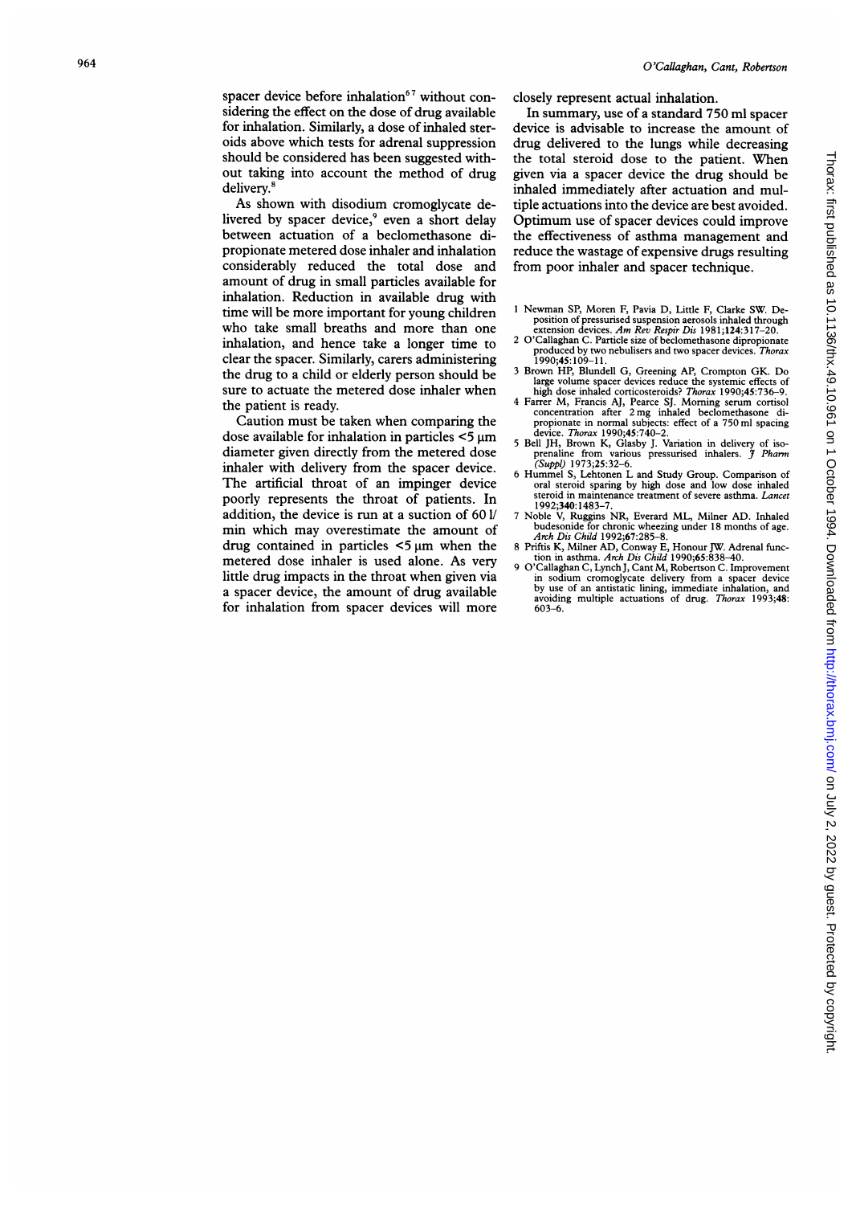spacer device before inhalation[6,7] without considering the effect on the dose of drug available for inhalation. Similarly, a dose of inhaled steroids above which tests for adrenal suppression should be considered has been suggested without taking into account the method of drug delivery.[8]

As shown with disodium cromoglycate delivered by spacer device,[9] even a short delay between actuation of a beclomethasone dipropionate metered dose inhaler and inhalation considerably reduced the total dose and amount of drug in small particles available for inhalation. Reduction in available drug with time will be more important for young children who take small breaths and more than one inhalation, and hence take a longer time to clear the spacer. Similarly, carers administering the drug to a child or elderly person should be sure to actuate the metered dose inhaler when the patient is ready.

Caution must be taken when comparing the dose available for inhalation in particles <5 μm diameter given directly from the metered dose inhaler with delivery from the spacer device. The artificial throat of an impinger device poorly represents the throat of patients. In addition, the device is run at a suction of 60 l/min which may overestimate the amount of drug contained in particles <5 μm when the metered dose inhaler is used alone. As very little drug impacts in the throat when given via a spacer device, the amount of drug available for inhalation from spacer devices will more closely represent actual inhalation.

In summary, use of a standard 750 ml spacer device is advisable to increase the amount of drug delivered to the lungs while decreasing the total steroid dose to the patient. When given via a spacer device the drug should be inhaled immediately after actuation and multiple actuations into the device are best avoided. Optimum use of spacer devices could improve the effectiveness of asthma management and reduce the wastage of expensive drugs resulting from poor inhaler and spacer technique.

1. Newman SP, Moren F, Pavia D, Little F, Clarke SW. Deposition of pressurised suspension aerosols inhaled through extension devices. *Am Rev Respir Dis* 1981;**124**:317–20.
2. O'Callaghan C. Particle size of beclomethasone dipropionate produced by two nebulisers and two spacer devices. *Thorax* 1990;**45**:109–11.
3. Brown HP, Blundell G, Greening AP, Crompton GK. Do large volume spacer devices reduce the systemic effects of high dose inhaled corticosteroids? *Thorax* 1990;**45**:736–9.
4. Farrer M, Francis AJ, Pearce SJ. Morning serum cortisol concentration after 2 mg inhaled beclomethasone dipropionate in normal subjects: effect of a 750 ml spacing device. *Thorax* 1990;**45**:740–2.
5. Bell JH, Brown K, Glasby J. Variation in delivery of isoprenaline from various pressurised inhalers. *J Pharm (Suppl)* 1973;**25**:32–6.
6. Hummel S, Lehtonen L and Study Group. Comparison of oral steroid sparing by high dose and low dose inhaled steroid in maintenance treatment of severe asthma. *Lancet* 1992;**340**:1483–7.
7. Noble V, Ruggins NR, Everard ML, Milner AD. Inhaled budesonide for chronic wheezing under 18 months of age. *Arch Dis Child* 1992;**67**:285–8.
8. Priftis K, Milner AD, Conway E, Honour JW. Adrenal function in asthma. *Arch Dis Child* 1990;**65**:838–40.
9. O'Callaghan C, Lynch J, Cant M, Robertson C. Improvement in sodium cromoglycate delivery from a spacer device by use of an antistatic lining, immediate inhalation, and avoiding multiple actuations of drug. *Thorax* 1993;**48**:603–6.